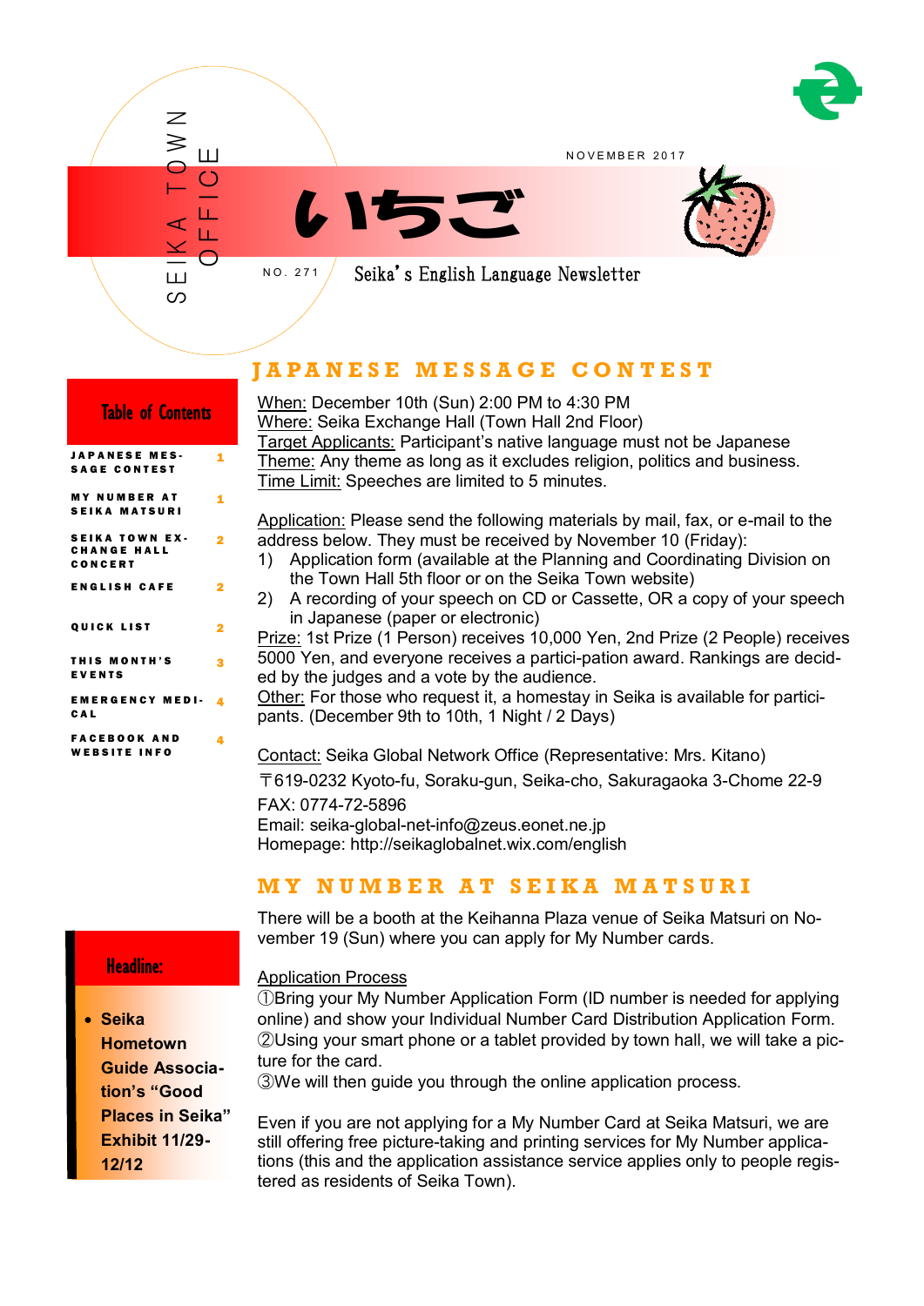SEIKA TOWN OFFICE

NOVEMBER 2017

# いちご

NO. 271

Seika's English Language Newsletter

## Table of Contents

| | |
|---|---|
| JAPANESE MESSAGE CONTEST | 1 |
| MY NUMBER AT SEIKA MATSURI | 1 |
| SEIKA TOWN EXCHANGE HALL CONCERT | 2 |
| ENGLISH CAFE | 2 |
| QUICK LIST | 2 |
| THIS MONTH'S EVENTS | 3 |
| EMERGENCY MEDICAL | 4 |
| FACEBOOK AND WEBSITE INFO | 4 |

## Headline:

- **Seika Hometown Guide Association's "Good Places in Seika" Exhibit 11/29-12/12**

## JAPANESE MESSAGE CONTEST

When: December 10th (Sun) 2:00 PM to 4:30 PM
Where: Seika Exchange Hall (Town Hall 2nd Floor)
Target Applicants: Participant's native language must not be Japanese
Theme: Any theme as long as it excludes religion, politics and business.
Time Limit: Speeches are limited to 5 minutes.

Application: Please send the following materials by mail, fax, or e-mail to the address below. They must be received by November 10 (Friday):

1) Application form (available at the Planning and Coordinating Division on the Town Hall 5th floor or on the Seika Town website)
2) A recording of your speech on CD or Cassette, OR a copy of your speech in Japanese (paper or electronic)

Prize: 1st Prize (1 Person) receives 10,000 Yen, 2nd Prize (2 People) receives 5000 Yen, and everyone receives a partici-pation award. Rankings are decided by the judges and a vote by the audience.
Other: For those who request it, a homestay in Seika is available for participants. (December 9th to 10th, 1 Night / 2 Days)

Contact: Seika Global Network Office (Representative: Mrs. Kitano)
〒619-0232 Kyoto-fu, Soraku-gun, Seika-cho, Sakuragaoka 3-Chome 22-9
FAX: 0774-72-5896
Email: seika-global-net-info@zeus.eonet.ne.jp
Homepage: http://seikaglobalnet.wix.com/english

## MY NUMBER AT SEIKA MATSURI

There will be a booth at the Keihanna Plaza venue of Seika Matsuri on November 19 (Sun) where you can apply for My Number cards.

Application Process
①Bring your My Number Application Form (ID number is needed for applying online) and show your Individual Number Card Distribution Application Form.
②Using your smart phone or a tablet provided by town hall, we will take a picture for the card.
③We will then guide you through the online application process.

Even if you are not applying for a My Number Card at Seika Matsuri, we are still offering free picture-taking and printing services for My Number applications (this and the application assistance service applies only to people registered as residents of Seika Town).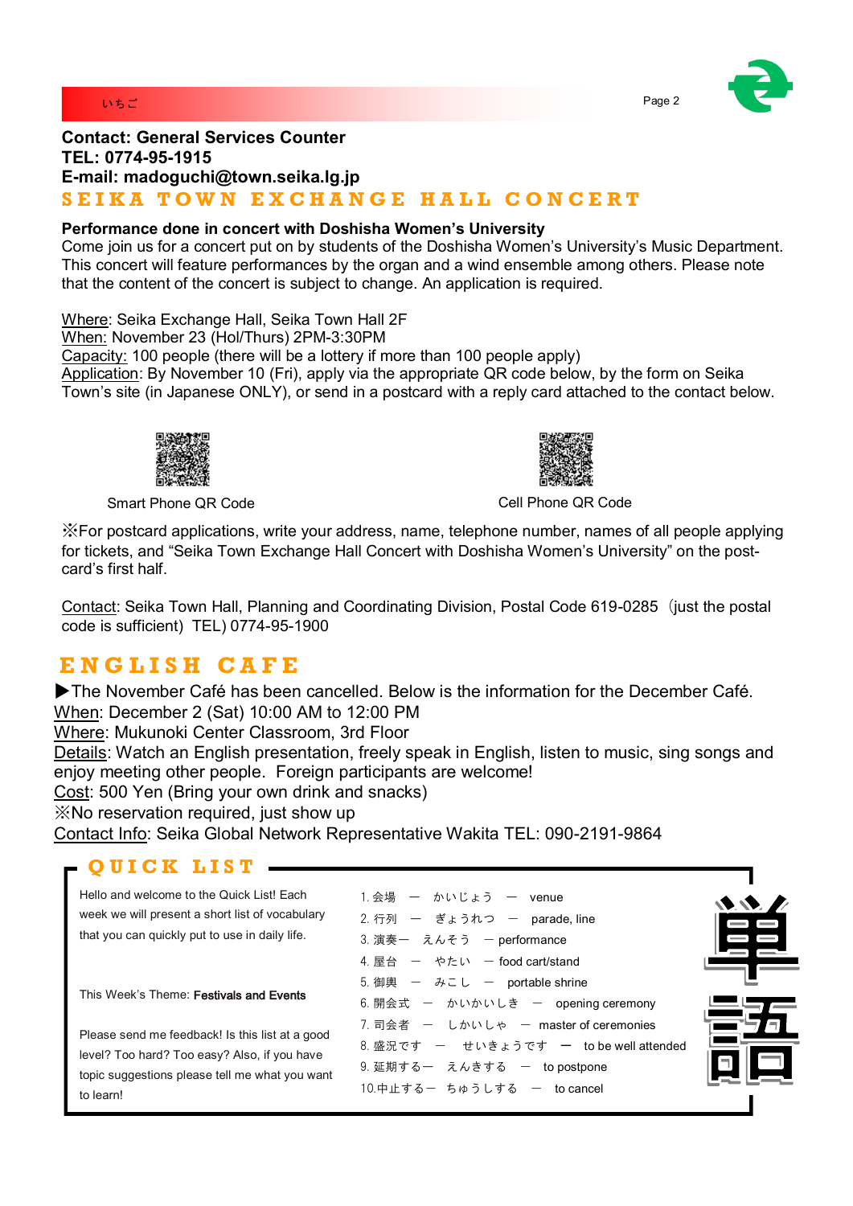**Contact: General Services Counter**
**TEL: 0774-95-1915**
**E-mail: madoguchi@town.seika.lg.jp**

## SEIKA TOWN EXCHANGE HALL CONCERT

**Performance done in concert with Doshisha Women's University**
Come join us for a concert put on by students of the Doshisha Women's University's Music Department. This concert will feature performances by the organ and a wind ensemble among others. Please note that the content of the concert is subject to change. An application is required.

Where: Seika Exchange Hall, Seika Town Hall 2F
When: November 23 (Hol/Thurs) 2PM-3:30PM
Capacity: 100 people (there will be a lottery if more than 100 people apply)
Application: By November 10 (Fri), apply via the appropriate QR code below, by the form on Seika Town's site (in Japanese ONLY), or send in a postcard with a reply card attached to the contact below.

Smart Phone QR Code

Cell Phone QR Code

※For postcard applications, write your address, name, telephone number, names of all people applying for tickets, and "Seika Town Exchange Hall Concert with Doshisha Women's University" on the postcard's first half.

Contact: Seika Town Hall, Planning and Coordinating Division, Postal Code 619-0285（just the postal code is sufficient）TEL) 0774-95-1900

## ENGLISH CAFE

▶The November Café has been cancelled. Below is the information for the December Café.
When: December 2 (Sat) 10:00 AM to 12:00 PM
Where: Mukunoki Center Classroom, 3rd Floor
Details: Watch an English presentation, freely speak in English, listen to music, sing songs and enjoy meeting other people. Foreign participants are welcome!
Cost: 500 Yen (Bring your own drink and snacks)
※No reservation required, just show up
Contact Info: Seika Global Network Representative Wakita TEL: 090-2191-9864

## QUICK LIST

Hello and welcome to the Quick List! Each week we will present a short list of vocabulary that you can quickly put to use in daily life.

This Week's Theme: **Festivals and Events**

Please send me feedback! Is this list at a good level? Too hard? Too easy? Also, if you have topic suggestions please tell me what you want to learn!

1. 会場 ― かいじょう ― venue
2. 行列 ― ぎょうれつ ― parade, line
3. 演奏― えんそう ― performance
4. 屋台 ― やたい ― food cart/stand
5. 御輿 ― みこし ― portable shrine
6. 開会式 ― かいかいしき ― opening ceremony
7. 司会者 ― しかいしゃ ― master of ceremonies
8. 盛況です ― せいきょうです ― to be well attended
9. 延期する― えんきする ― to postpone
10. 中止する― ちゅうしする ― to cancel

単語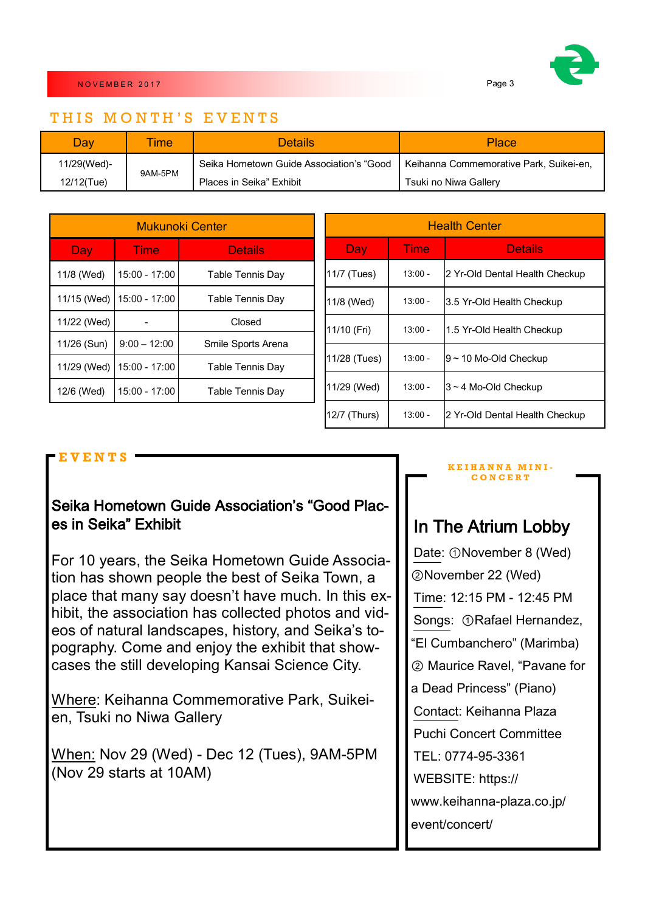## THIS MONTH'S EVENTS

| Day | Time | Details | Place |
|---|---|---|---|
| 11/29(Wed)-12/12(Tue) | 9AM-5PM | Seika Hometown Guide Association's "Good Places in Seika" Exhibit | Keihanna Commemorative Park, Suikei-en, Tsuki no Niwa Gallery |

| Mukunoki Center | | |
|---|---|---|
| **Day** | **Time** | **Details** |
| 11/8 (Wed) | 15:00 - 17:00 | Table Tennis Day |
| 11/15 (Wed) | 15:00 - 17:00 | Table Tennis Day |
| 11/22 (Wed) | - | Closed |
| 11/26 (Sun) | 9:00 – 12:00 | Smile Sports Arena |
| 11/29 (Wed) | 15:00 - 17:00 | Table Tennis Day |
| 12/6 (Wed) | 15:00 - 17:00 | Table Tennis Day |

| Health Center | | |
|---|---|---|
| **Day** | **Time** | **Details** |
| 11/7 (Tues) | 13:00 - | 2 Yr-Old Dental Health Checkup |
| 11/8 (Wed) | 13:00 - | 3.5 Yr-Old Health Checkup |
| 11/10 (Fri) | 13:00 - | 1.5 Yr-Old Health Checkup |
| 11/28 (Tues) | 13:00 - | 9 ~ 10 Mo-Old Checkup |
| 11/29 (Wed) | 13:00 - | 3 ~ 4 Mo-Old Checkup |
| 12/7 (Thurs) | 13:00 - | 2 Yr-Old Dental Health Checkup |

## EVENTS

### Seika Hometown Guide Association's "Good Places in Seika" Exhibit

For 10 years, the Seika Hometown Guide Association has shown people the best of Seika Town, a place that many say doesn't have much. In this exhibit, the association has collected photos and videos of natural landscapes, history, and Seika's topography. Come and enjoy the exhibit that showcases the still developing Kansai Science City.

Where: Keihanna Commemorative Park, Suikei-en, Tsuki no Niwa Gallery

When: Nov 29 (Wed) - Dec 12 (Tues), 9AM-5PM (Nov 29 starts at 10AM)

## KEIHANNA MINI-CONCERT

### In The Atrium Lobby

Date: ①November 8 (Wed) ②November 22 (Wed)

Time: 12:15 PM - 12:45 PM

Songs: ①Rafael Hernandez, "El Cumbanchero" (Marimba) ② Maurice Ravel, "Pavane for a Dead Princess" (Piano)

Contact: Keihanna Plaza Puchi Concert Committee

TEL: 0774-95-3361

WEBSITE: https://www.keihanna-plaza.co.jp/event/concert/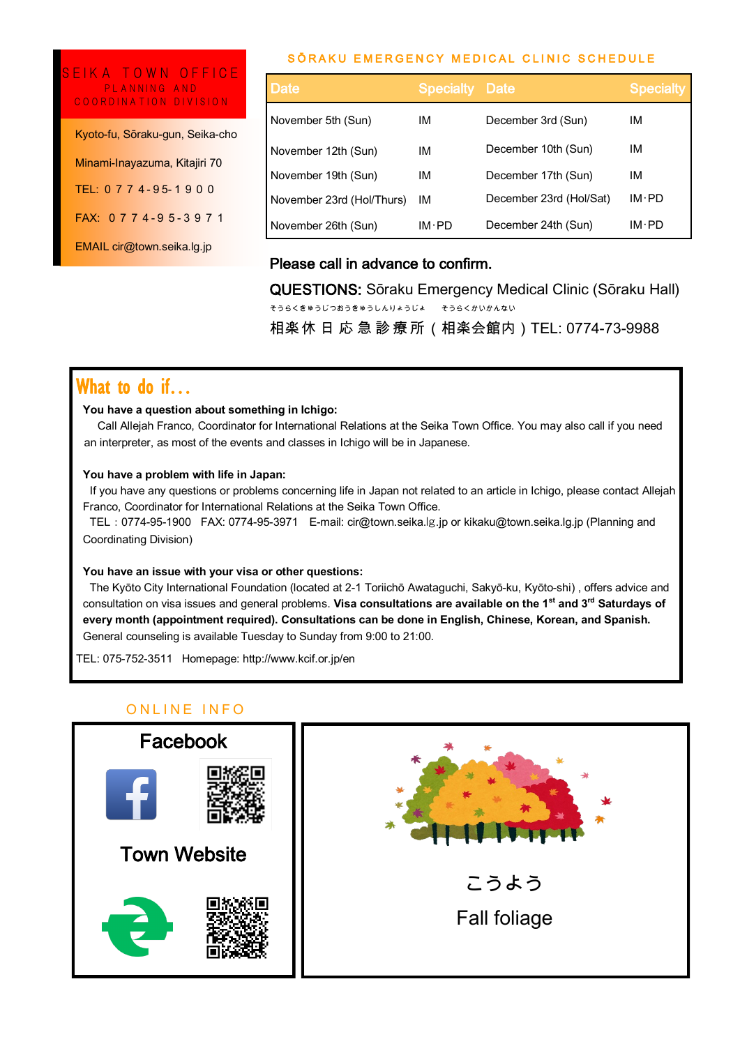## SEIKA TOWN OFFICE
PLANNING AND COORDINATION DIVISION

Kyoto-fu, Sōraku-gun, Seika-cho

Minami-Inayazuma, Kitajiri 70

TEL: ０７７４-95-１９００

FAX: ０７７４-９５-３９７１

EMAIL cir@town.seika.lg.jp

## SŌRAKU EMERGENCY MEDICAL CLINIC SCHEDULE

| Date | Specialty | Date | Specialty |
|---|---|---|---|
| November 5th (Sun) | IM | December 3rd (Sun) | IM |
| November 12th (Sun) | IM | December 10th (Sun) | IM |
| November 19th (Sun) | IM | December 17th (Sun) | IM |
| November 23rd (Hol/Thurs) | IM | December 23rd (Hol/Sat) | IM･PD |
| November 26th (Sun) | IM･PD | December 24th (Sun) | IM･PD |

Please call in advance to confirm.

QUESTIONS: Sōraku Emergency Medical Clinic (Sōraku Hall)

相楽休日応急診療所（相楽会館内）TEL: 0774-73-9988

## What to do if…

**You have a question about something in Ichigo:**

Call Allejah Franco, Coordinator for International Relations at the Seika Town Office. You may also call if you need an interpreter, as most of the events and classes in Ichigo will be in Japanese.

**You have a problem with life in Japan:**

If you have any questions or problems concerning life in Japan not related to an article in Ichigo, please contact Allejah Franco, Coordinator for International Relations at the Seika Town Office.

TEL：0774-95-1900　FAX: 0774-95-3971　E-mail: cir@town.seika.lg.jp or kikaku@town.seika.lg.jp (Planning and Coordinating Division)

**You have an issue with your visa or other questions:**

The Kyōto City International Foundation (located at 2-1 Toriichō Awataguchi, Sakyō-ku, Kyōto-shi), offers advice and consultation on visa issues and general problems. **Visa consultations are available on the 1st and 3rd Saturdays of every month (appointment required). Consultations can be done in English, Chinese, Korean, and Spanish.** General counseling is available Tuesday to Sunday from 9:00 to 21:00.

TEL: 075-752-3511　Homepage: http://www.kcif.or.jp/en

## ONLINE INFO

Facebook

Town Website

こうよう

Fall foliage